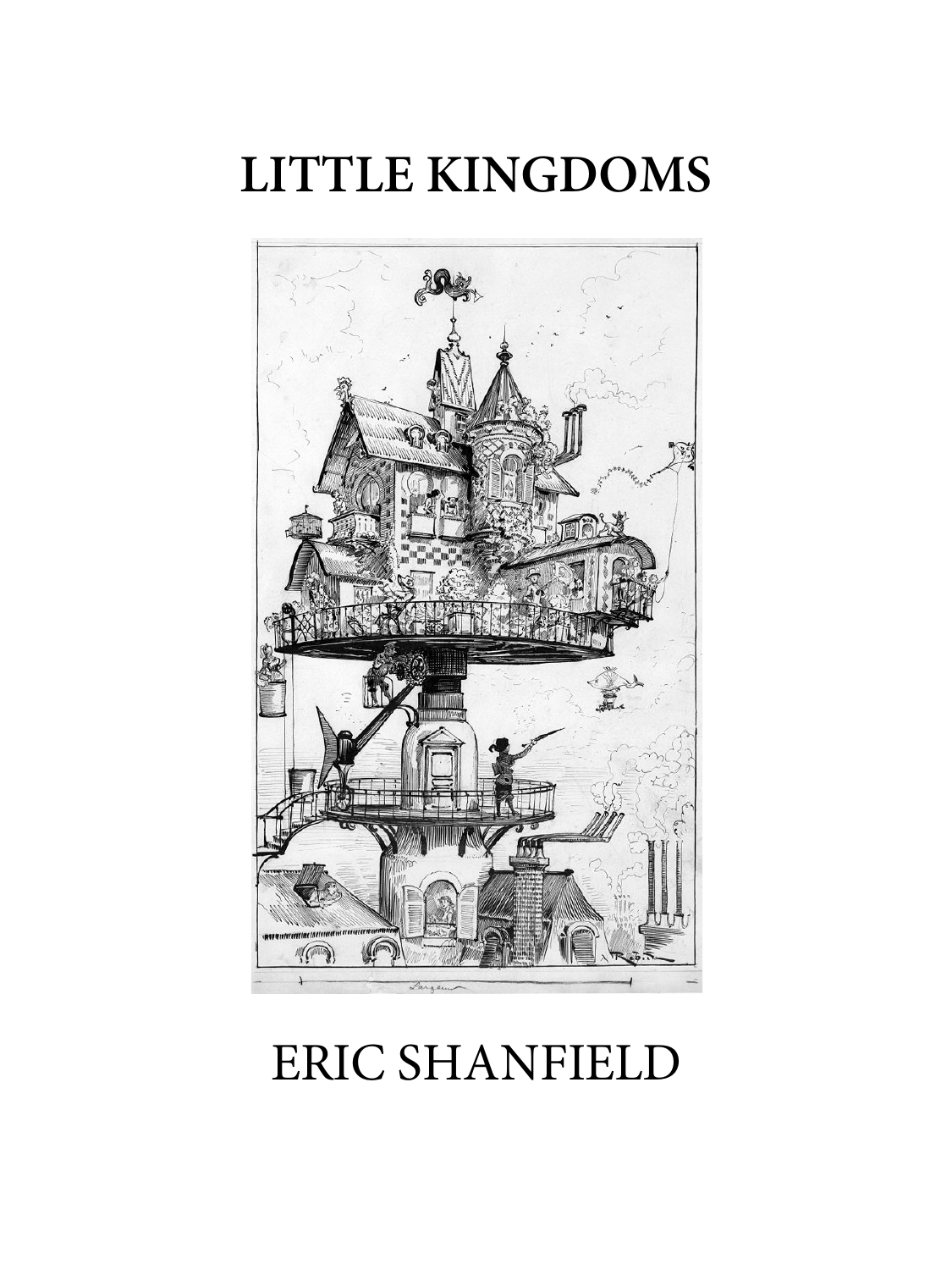# LITTLE KINGDOMS

ERIC SHANFIELD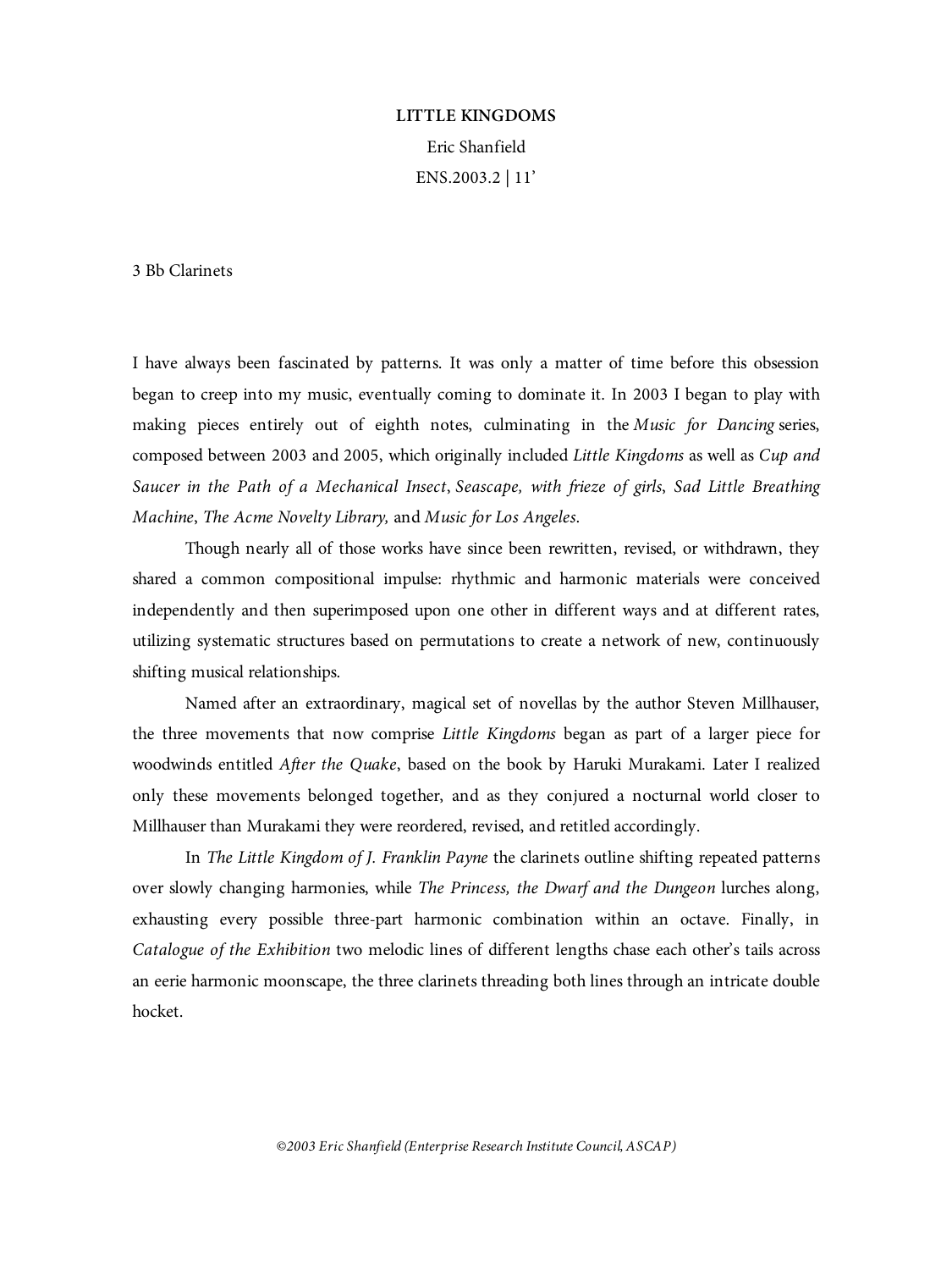**LITTLE KINGDOMS**

Eric Shanfield

ENS.2003.2 | 11'

3 Bb Clarinets

I have always been fascinated by patterns. It was only a matter of time before this obsession began to creep into my music, eventually coming to dominate it. In 2003 I began to play with making pieces entirely out of eighth notes, culminating in the *Music for Dancing* series, composed between 2003 and 2005, which originally included *Little Kingdoms* as well as *Cup and Saucer in the Path of a Mechanical Insect*, *Seascape, with frieze of girls*, *Sad Little Breathing Machine*, *The Acme Novelty Library,* and *Music for Los Angeles*.

Though nearly all of those works have since been rewritten, revised, or withdrawn, they shared a common compositional impulse: rhythmic and harmonic materials were conceived independently and then superimposed upon one other in different ways and at different rates, utilizing systematic structures based on permutations to create a network of new, continuously shifting musical relationships.

Named after an extraordinary, magical set of novellas by the author Steven Millhauser, the three movements that now comprise *Little Kingdoms* began as part of a larger piece for woodwinds entitled *After the Quake*, based on the book by Haruki Murakami. Later I realized only these movements belonged together, and as they conjured a nocturnal world closer to Millhauser than Murakami they were reordered, revised, and retitled accordingly.

In *The Little Kingdom of J. Franklin Payne* the clarinets outline shifting repeated patterns over slowly changing harmonies, while *The Princess, the Dwarf and the Dungeon* lurches along, exhausting every possible three-part harmonic combination within an octave. Finally, in *Catalogue of the Exhibition* two melodic lines of different lengths chase each other's tails across an eerie harmonic moonscape, the three clarinets threading both lines through an intricate double hocket.

*©2003 Eric Shanfield (Enterprise Research Institute Council, ASCAP)*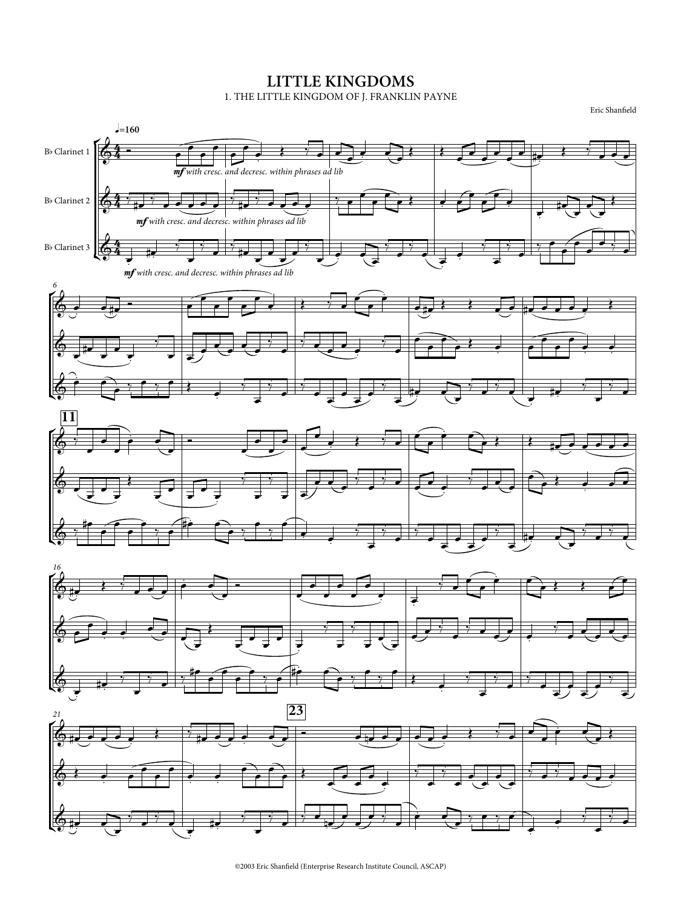# LITTLE KINGDOMS

## 1. THE LITTLE KINGDOM OF J. FRANKLIN PAYNE

Eric Shanfield

♩=160

B♭ Clarinet 1

B♭ Clarinet 2

B♭ Clarinet 3

*mf with cresc. and decresc. within phrases ad lib*

*mf with cresc. and decresc. within phrases ad lib*

*mf with cresc. and decresc. within phrases ad lib*

6

11

16

21

23

©2003 Eric Shanfield (Enterprise Research Institute Council, ASCAP)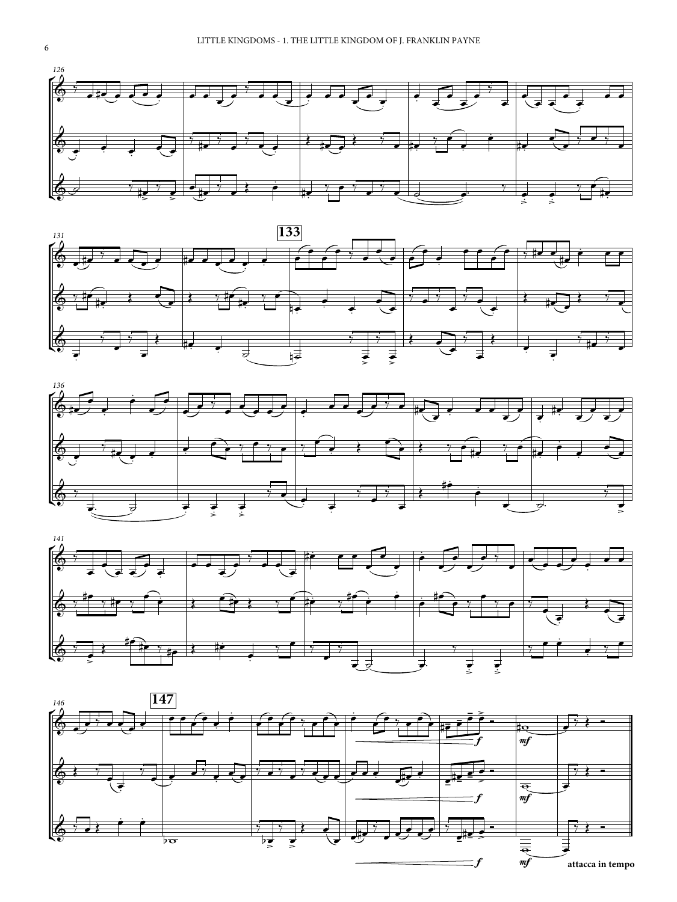126

131

**133**

136

141

146

**147**

*f*

*mf*

*f*

*mf*

*f*

*mf*

**attacca in tempo**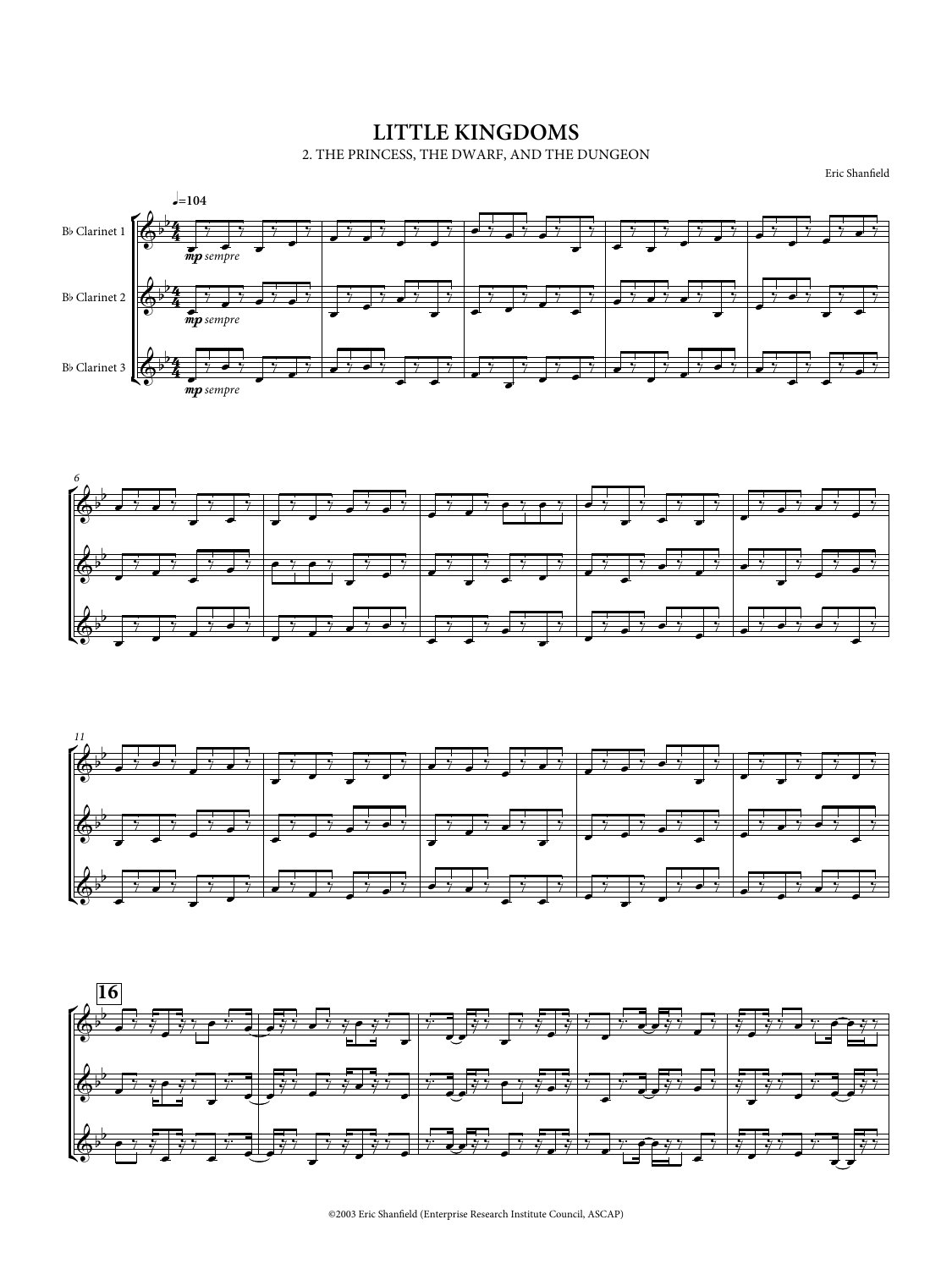# LITTLE KINGDOMS

2. THE PRINCESS, THE DWARF, AND THE DUNGEON

Eric Shanfield

©2003 Eric Shanfield (Enterprise Research Institute Council, ASCAP)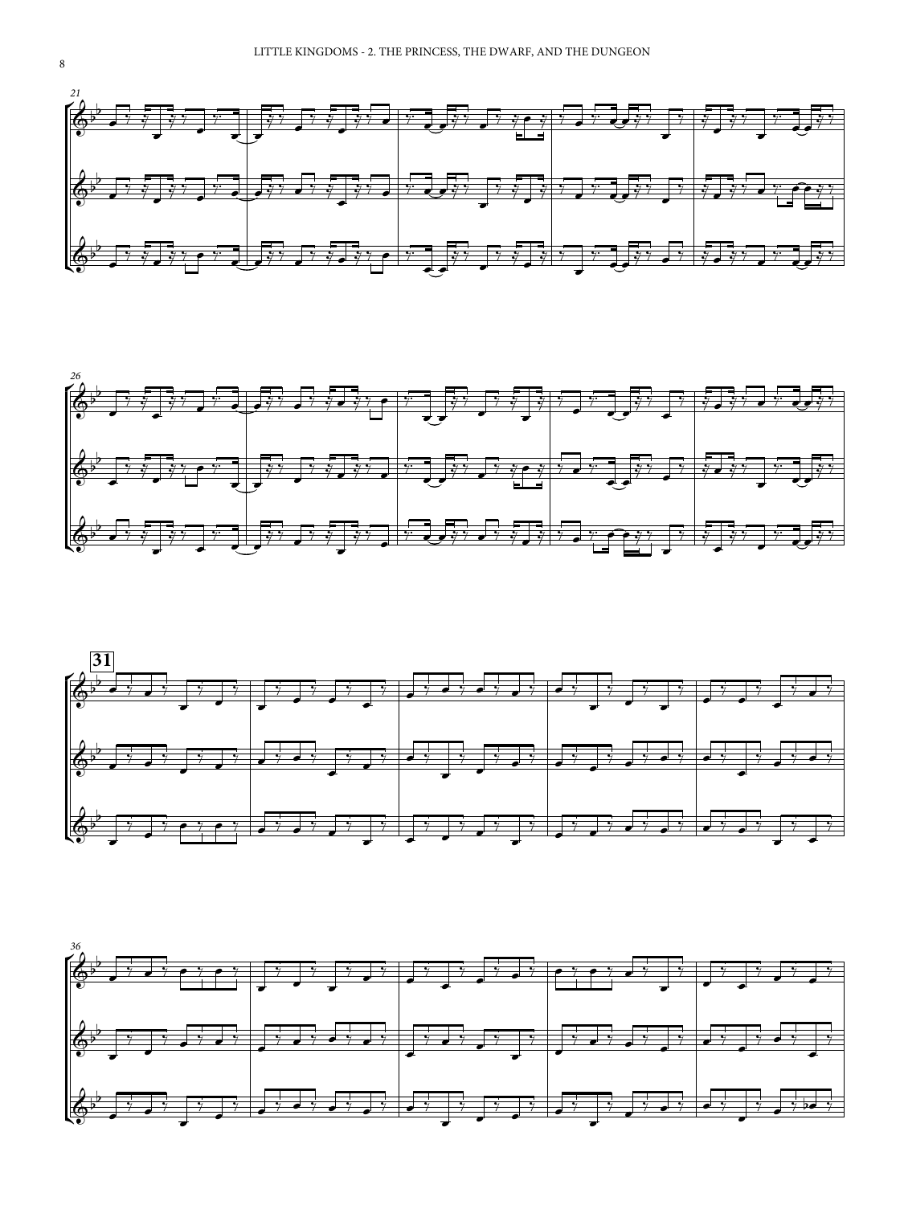21

26

31

36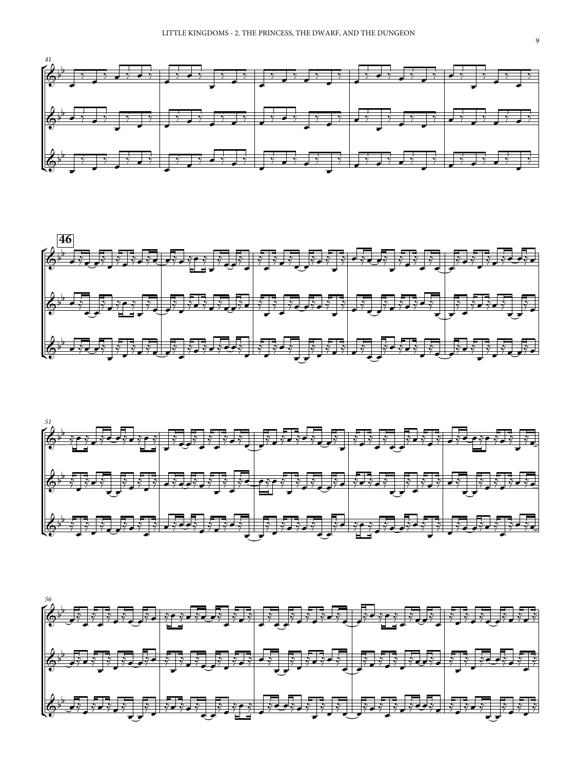41

46

51

56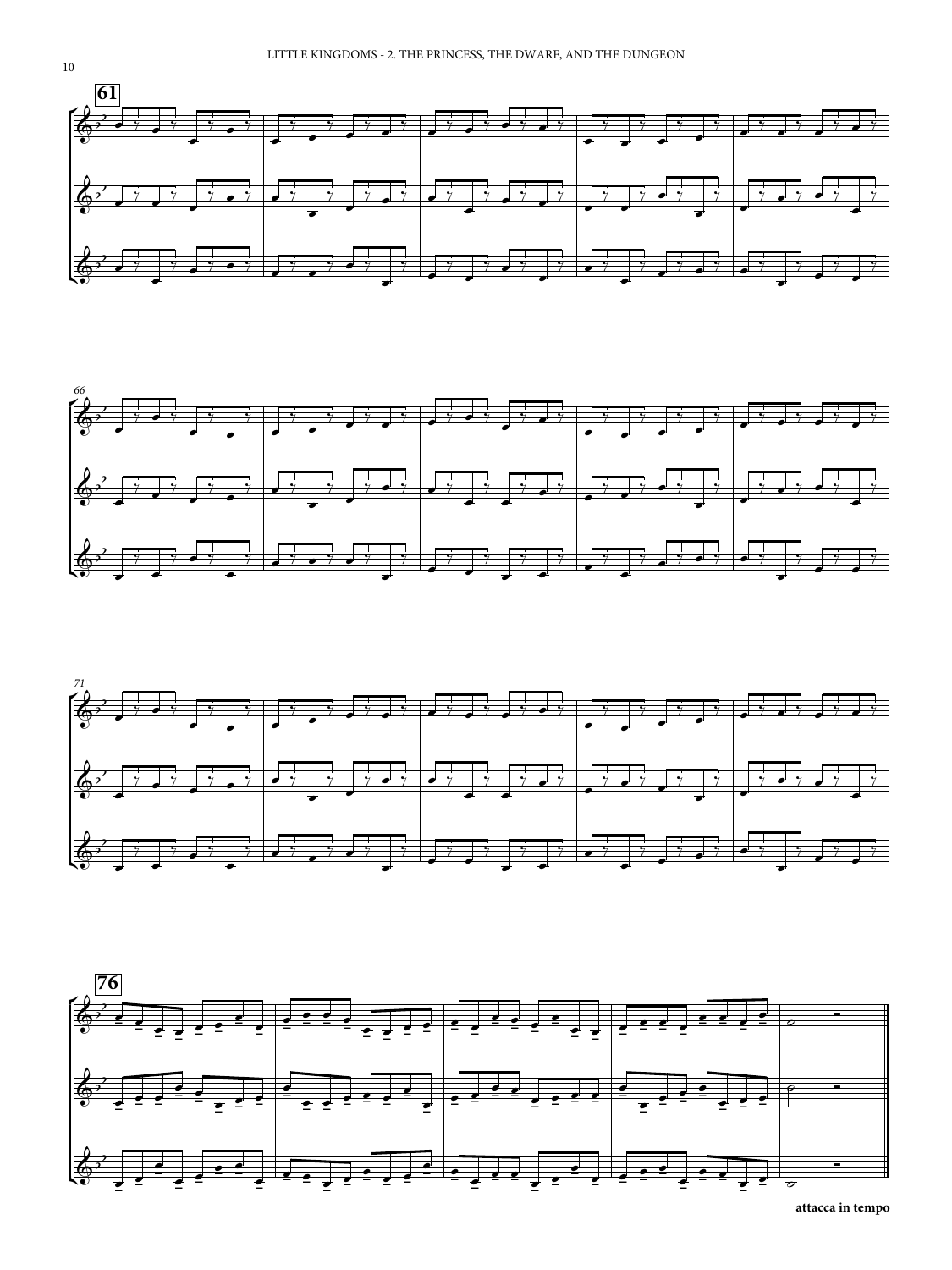attacca in tempo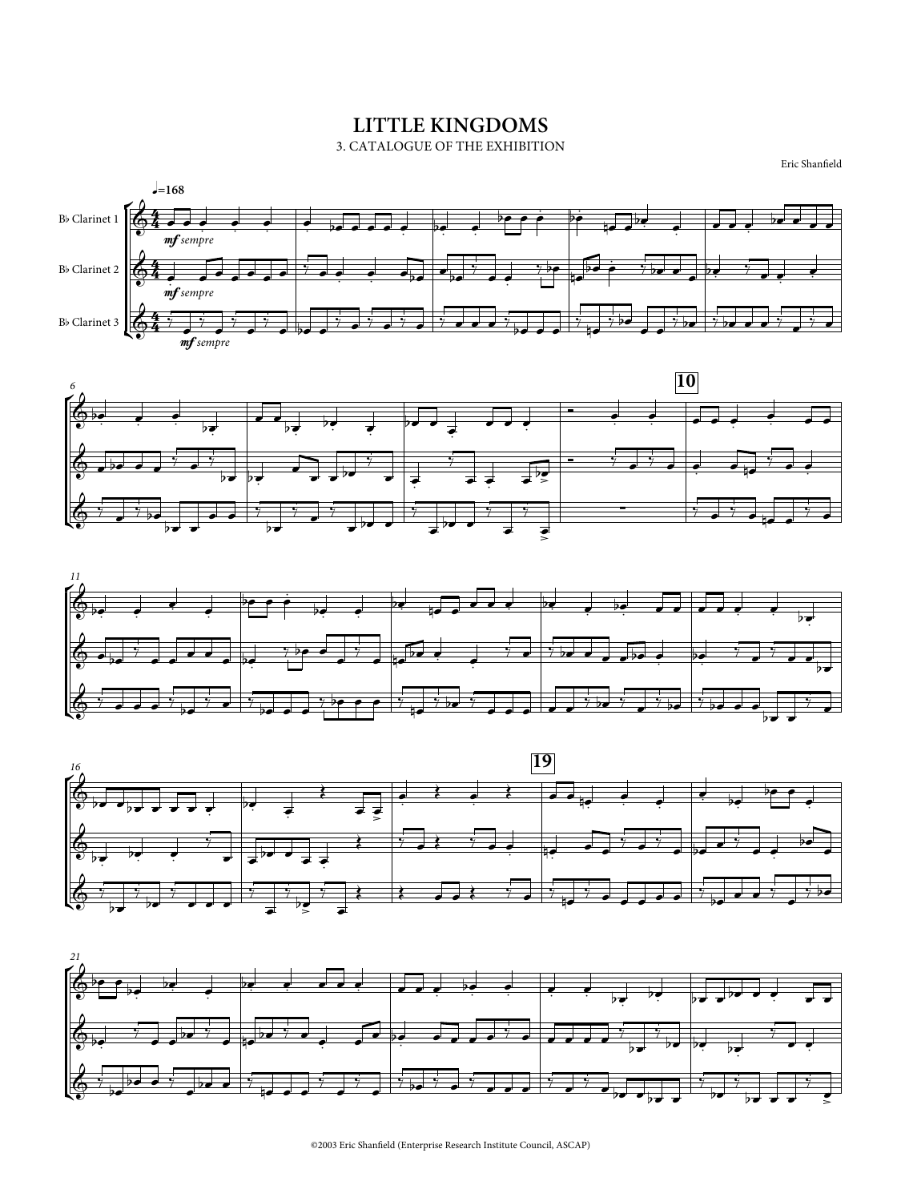# LITTLE KINGDOMS

3. CATALOGUE OF THE EXHIBITION

Eric Shanfield

©2003 Eric Shanfield (Enterprise Research Institute Council, ASCAP)